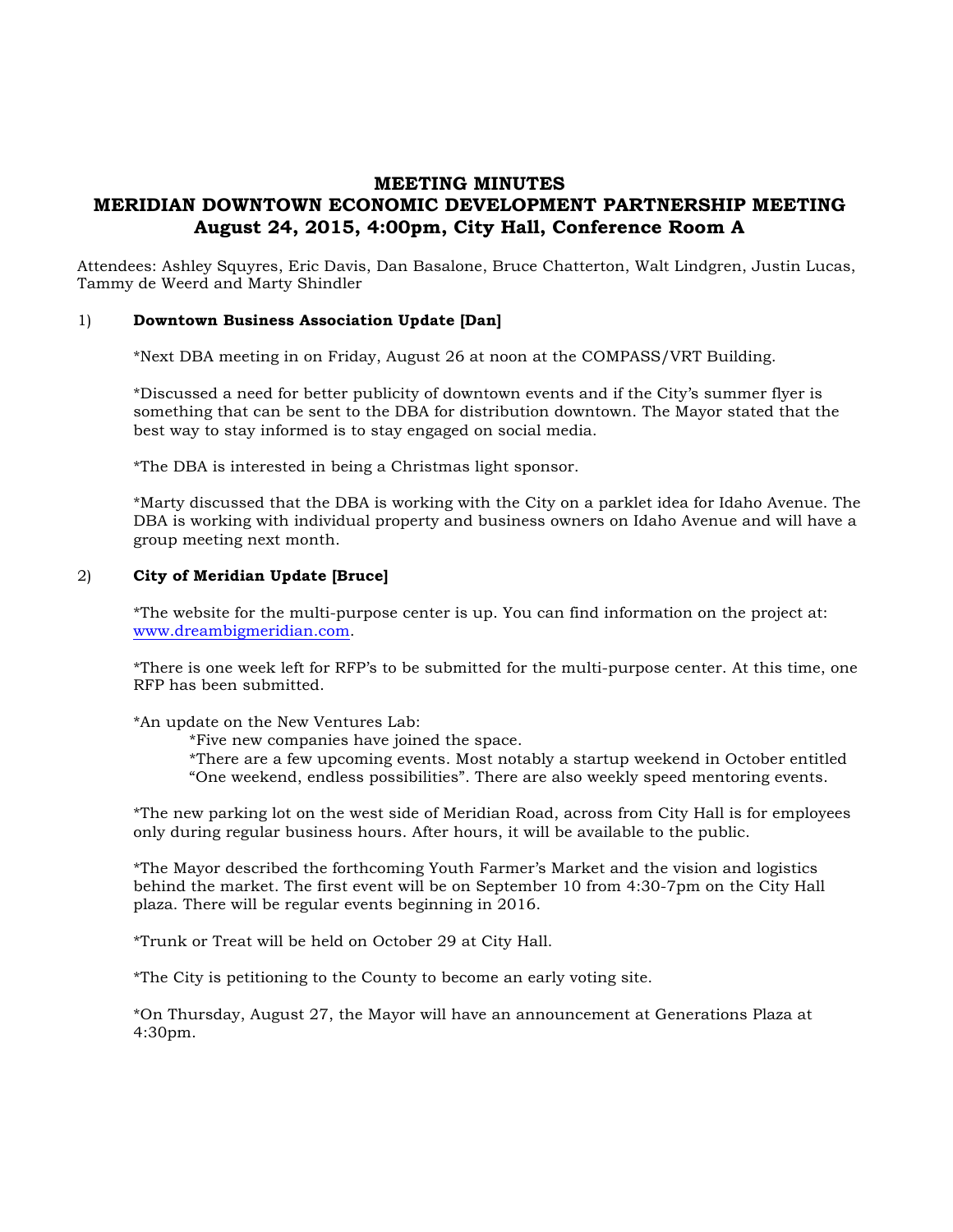# MEETING MINUTES
# MERIDIAN DOWNTOWN ECONOMIC DEVELOPMENT PARTNERSHIP MEETING
# August 24, 2015, 4:00pm, City Hall, Conference Room A

Attendees: Ashley Squyres, Eric Davis, Dan Basalone, Bruce Chatterton, Walt Lindgren, Justin Lucas, Tammy de Weerd and Marty Shindler

1) **Downtown Business Association Update [Dan]**

*Next DBA meeting in on Friday, August 26 at noon at the COMPASS/VRT Building.

*Discussed a need for better publicity of downtown events and if the City's summer flyer is something that can be sent to the DBA for distribution downtown. The Mayor stated that the best way to stay informed is to stay engaged on social media.

*The DBA is interested in being a Christmas light sponsor.

*Marty discussed that the DBA is working with the City on a parklet idea for Idaho Avenue. The DBA is working with individual property and business owners on Idaho Avenue and will have a group meeting next month.

2) **City of Meridian Update [Bruce]**

*The website for the multi-purpose center is up. You can find information on the project at: www.dreambigmeridian.com.

*There is one week left for RFP's to be submitted for the multi-purpose center. At this time, one RFP has been submitted.

*An update on the New Ventures Lab:

*Five new companies have joined the space.

*There are a few upcoming events. Most notably a startup weekend in October entitled "One weekend, endless possibilities". There are also weekly speed mentoring events.

*The new parking lot on the west side of Meridian Road, across from City Hall is for employees only during regular business hours. After hours, it will be available to the public.

*The Mayor described the forthcoming Youth Farmer's Market and the vision and logistics behind the market. The first event will be on September 10 from 4:30-7pm on the City Hall plaza. There will be regular events beginning in 2016.

*Trunk or Treat will be held on October 29 at City Hall.

*The City is petitioning to the County to become an early voting site.

*On Thursday, August 27, the Mayor will have an announcement at Generations Plaza at 4:30pm.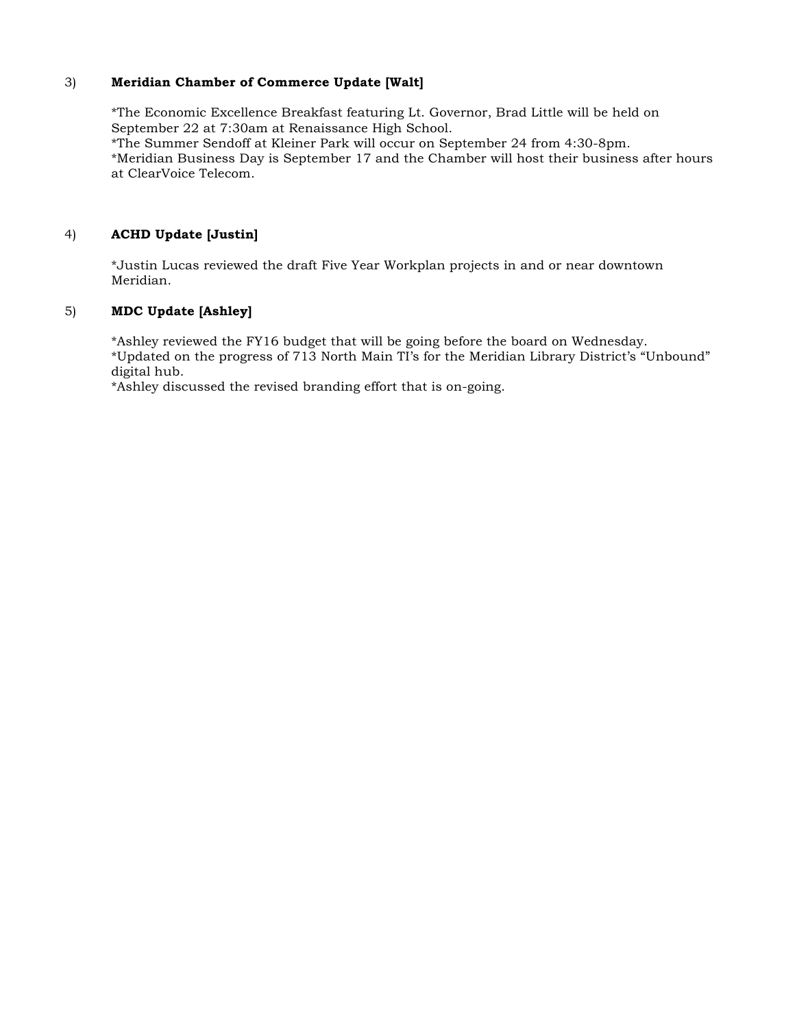3) **Meridian Chamber of Commerce Update [Walt]**

*The Economic Excellence Breakfast featuring Lt. Governor, Brad Little will be held on September 22 at 7:30am at Renaissance High School.
*The Summer Sendoff at Kleiner Park will occur on September 24 from 4:30-8pm.
*Meridian Business Day is September 17 and the Chamber will host their business after hours at ClearVoice Telecom.

4) **ACHD Update [Justin]**

*Justin Lucas reviewed the draft Five Year Workplan projects in and or near downtown Meridian.

5) **MDC Update [Ashley]**

*Ashley reviewed the FY16 budget that will be going before the board on Wednesday.
*Updated on the progress of 713 North Main TI's for the Meridian Library District's "Unbound" digital hub.
*Ashley discussed the revised branding effort that is on-going.